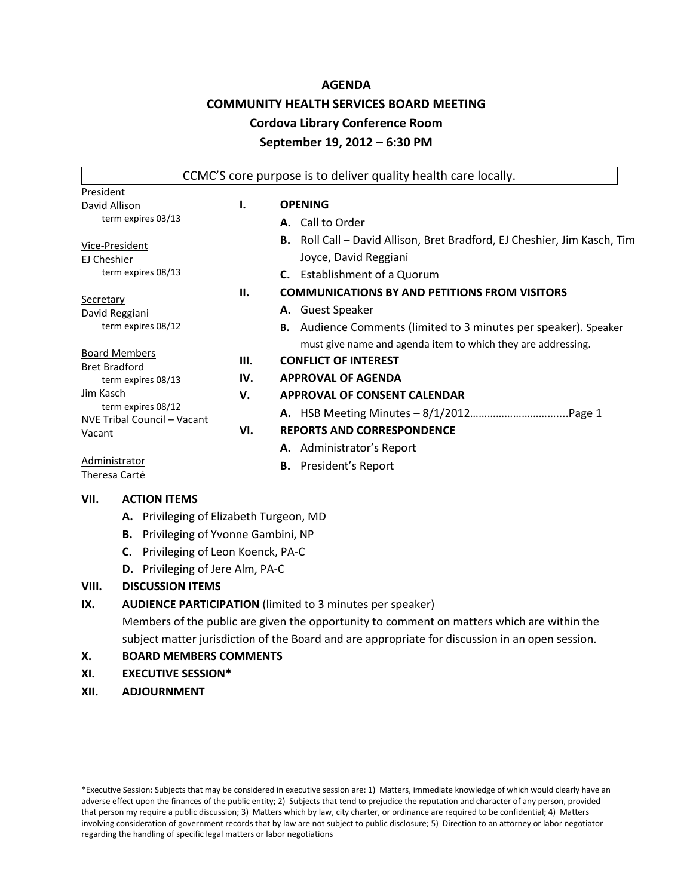# AGENDA

## COMMUNITY HEALTH SERVICES BOARD MEETING

### Cordova Library Conference Room

### September 19, 2012 – 6:30 PM

CCMC'S core purpose is to deliver quality health care locally.

President
David Allison
term expires 03/13

Vice-President
EJ Cheshier
term expires 08/13

Secretary
David Reggiani
term expires 08/12

Board Members
Bret Bradford
term expires 08/13
Jim Kasch
term expires 08/12
NVE Tribal Council – Vacant
Vacant

Administrator
Theresa Carté

**I. OPENING**

- **A.** Call to Order
- **B.** Roll Call – David Allison, Bret Bradford, EJ Cheshier, Jim Kasch, Tim Joyce, David Reggiani
- **C.** Establishment of a Quorum

**II. COMMUNICATIONS BY AND PETITIONS FROM VISITORS**

- **A.** Guest Speaker
- **B.** Audience Comments (limited to 3 minutes per speaker). Speaker must give name and agenda item to which they are addressing.

**III. CONFLICT OF INTEREST**

**IV. APPROVAL OF AGENDA**

**V. APPROVAL OF CONSENT CALENDAR**

- **A.** HSB Meeting Minutes – 8/1/2012…………………………....Page 1

**VI. REPORTS AND CORRESPONDENCE**

- **A.** Administrator's Report
- **B.** President's Report

**VII. ACTION ITEMS**

- **A.** Privileging of Elizabeth Turgeon, MD
- **B.** Privileging of Yvonne Gambini, NP
- **C.** Privileging of Leon Koenck, PA-C
- **D.** Privileging of Jere Alm, PA-C

**VIII. DISCUSSION ITEMS**

**IX. AUDIENCE PARTICIPATION** (limited to 3 minutes per speaker)
Members of the public are given the opportunity to comment on matters which are within the subject matter jurisdiction of the Board and are appropriate for discussion in an open session.

**X. BOARD MEMBERS COMMENTS**

**XI. EXECUTIVE SESSION***

**XII. ADJOURNMENT**

*Executive Session: Subjects that may be considered in executive session are: 1) Matters, immediate knowledge of which would clearly have an adverse effect upon the finances of the public entity; 2) Subjects that tend to prejudice the reputation and character of any person, provided that person my require a public discussion; 3) Matters which by law, city charter, or ordinance are required to be confidential; 4) Matters involving consideration of government records that by law are not subject to public disclosure; 5) Direction to an attorney or labor negotiator regarding the handling of specific legal matters or labor negotiations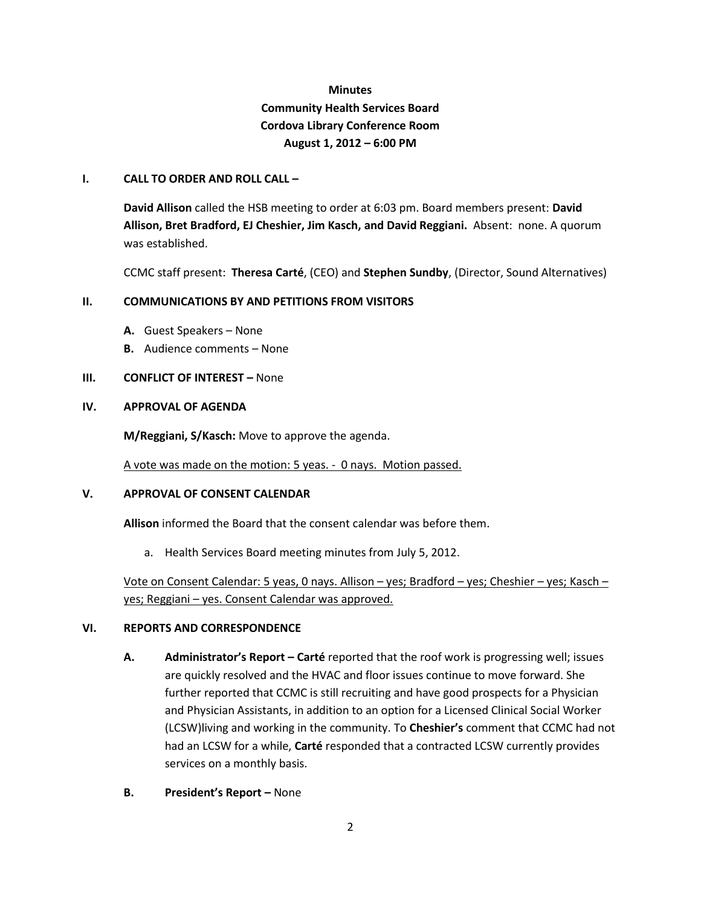**Minutes**
**Community Health Services Board**
**Cordova Library Conference Room**
**August 1, 2012 – 6:00 PM**

## I. CALL TO ORDER AND ROLL CALL –

**David Allison** called the HSB meeting to order at 6:03 pm. Board members present: **David Allison, Bret Bradford, EJ Cheshier, Jim Kasch, and David Reggiani.** Absent: none. A quorum was established.

CCMC staff present: **Theresa Carté**, (CEO) and **Stephen Sundby**, (Director, Sound Alternatives)

## II. COMMUNICATIONS BY AND PETITIONS FROM VISITORS

- **A.** Guest Speakers – None
- **B.** Audience comments – None

## III. CONFLICT OF INTEREST – None

## IV. APPROVAL OF AGENDA

**M/Reggiani, S/Kasch:** Move to approve the agenda.

<u>A vote was made on the motion: 5 yeas. - 0 nays. Motion passed.</u>

## V. APPROVAL OF CONSENT CALENDAR

**Allison** informed the Board that the consent calendar was before them.

a. Health Services Board meeting minutes from July 5, 2012.

<u>Vote on Consent Calendar: 5 yeas, 0 nays. Allison – yes; Bradford – yes; Cheshier – yes; Kasch – yes; Reggiani – yes. Consent Calendar was approved.</u>

## VI. REPORTS AND CORRESPONDENCE

**A. Administrator's Report – Carté** reported that the roof work is progressing well; issues are quickly resolved and the HVAC and floor issues continue to move forward. She further reported that CCMC is still recruiting and have good prospects for a Physician and Physician Assistants, in addition to an option for a Licensed Clinical Social Worker (LCSW)living and working in the community. To **Cheshier's** comment that CCMC had not had an LCSW for a while, **Carté** responded that a contracted LCSW currently provides services on a monthly basis.

**B. President's Report –** None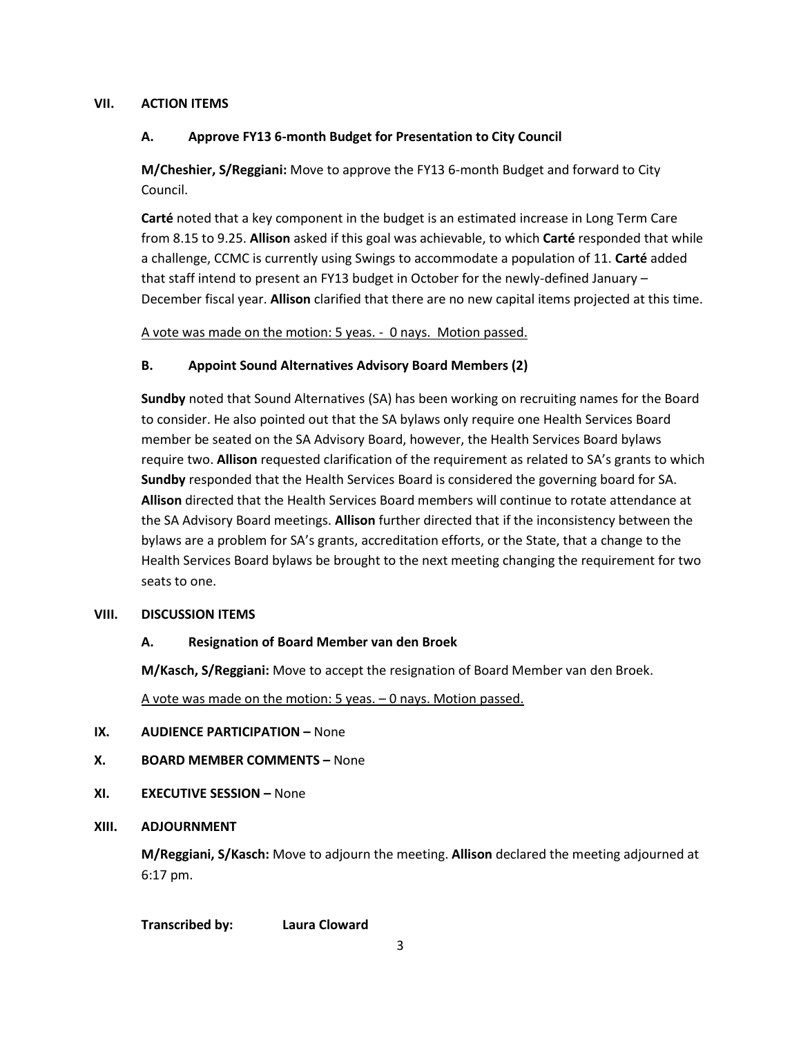## VII. ACTION ITEMS

### A. Approve FY13 6-month Budget for Presentation to City Council

**M/Cheshier, S/Reggiani:** Move to approve the FY13 6-month Budget and forward to City Council.

**Carté** noted that a key component in the budget is an estimated increase in Long Term Care from 8.15 to 9.25. **Allison** asked if this goal was achievable, to which **Carté** responded that while a challenge, CCMC is currently using Swings to accommodate a population of 11. **Carté** added that staff intend to present an FY13 budget in October for the newly-defined January – December fiscal year. **Allison** clarified that there are no new capital items projected at this time.

<u>A vote was made on the motion: 5 yeas. - 0 nays. Motion passed.</u>

### B. Appoint Sound Alternatives Advisory Board Members (2)

**Sundby** noted that Sound Alternatives (SA) has been working on recruiting names for the Board to consider. He also pointed out that the SA bylaws only require one Health Services Board member be seated on the SA Advisory Board, however, the Health Services Board bylaws require two. **Allison** requested clarification of the requirement as related to SA's grants to which **Sundby** responded that the Health Services Board is considered the governing board for SA. **Allison** directed that the Health Services Board members will continue to rotate attendance at the SA Advisory Board meetings. **Allison** further directed that if the inconsistency between the bylaws are a problem for SA's grants, accreditation efforts, or the State, that a change to the Health Services Board bylaws be brought to the next meeting changing the requirement for two seats to one.

## VIII. DISCUSSION ITEMS

### A. Resignation of Board Member van den Broek

**M/Kasch, S/Reggiani:** Move to accept the resignation of Board Member van den Broek.

<u>A vote was made on the motion: 5 yeas. – 0 nays. Motion passed.</u>

## IX. AUDIENCE PARTICIPATION – None

## X. BOARD MEMBER COMMENTS – None

## XI. EXECUTIVE SESSION – None

## XIII. ADJOURNMENT

**M/Reggiani, S/Kasch:** Move to adjourn the meeting. **Allison** declared the meeting adjourned at 6:17 pm.

**Transcribed by:** **Laura Cloward**